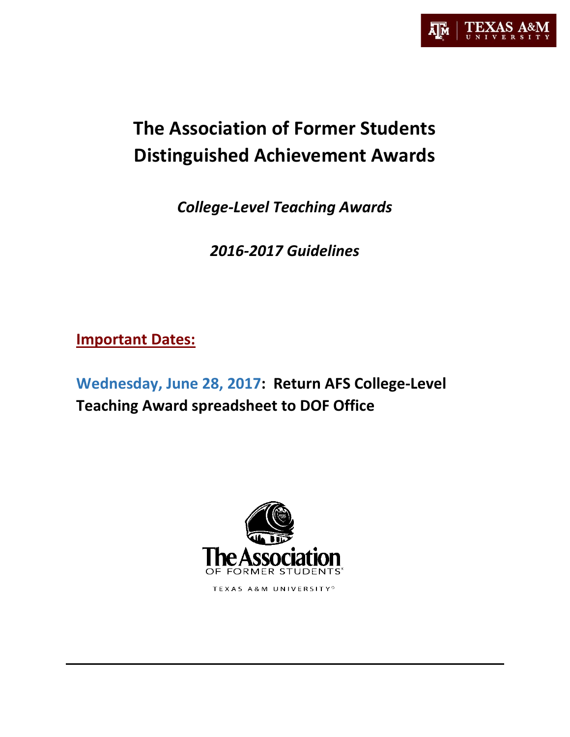# The Association of Former Students Distinguished Achievement Awards

*College-Level Teaching Awards*

*2016-2017 Guidelines*

**Important Dates:**

**Wednesday, June 28, 2017: Return AFS College-Level Teaching Award spreadsheet to DOF Office**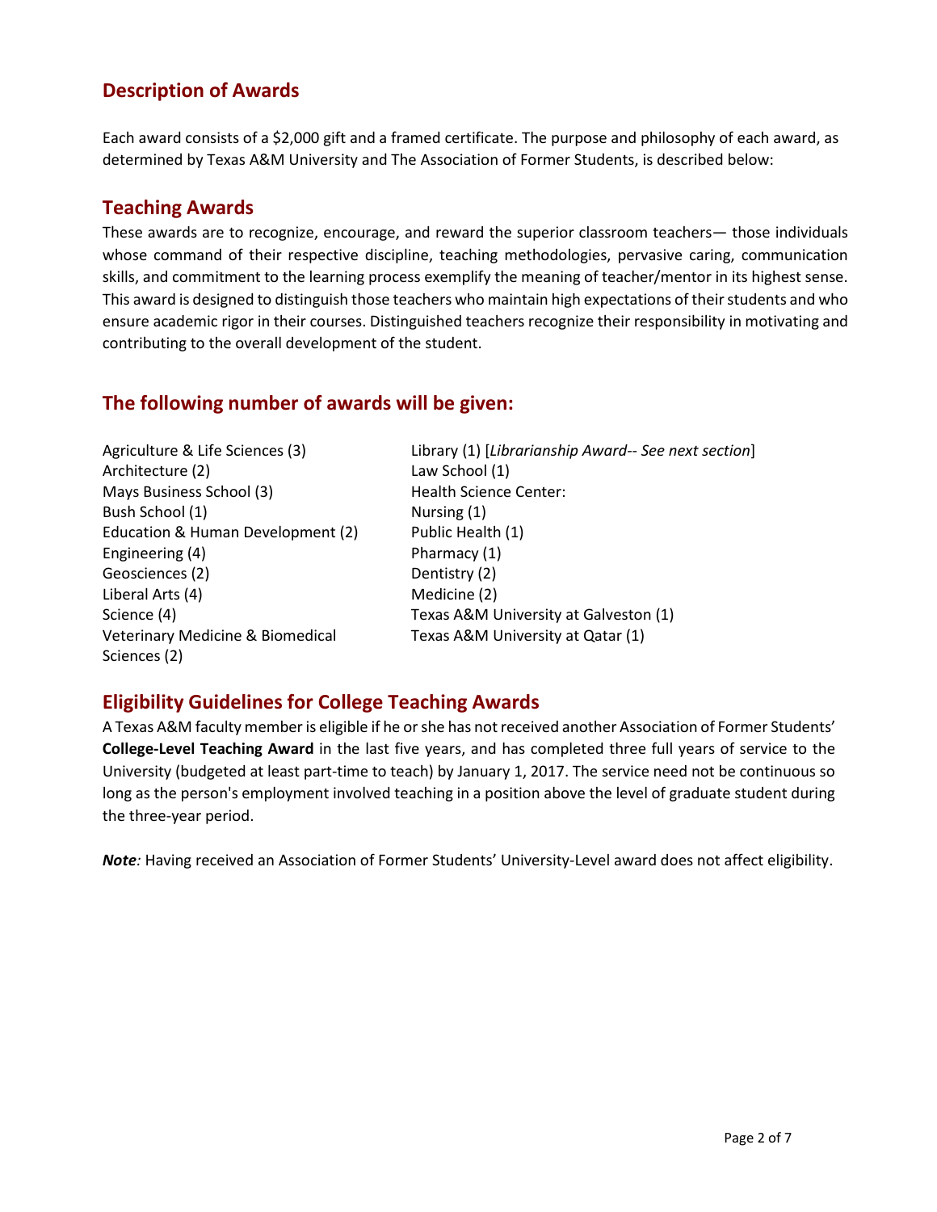## Description of Awards

Each award consists of a $2,000 gift and a framed certificate. The purpose and philosophy of each award, as determined by Texas A&M University and The Association of Former Students, is described below:

## Teaching Awards

These awards are to recognize, encourage, and reward the superior classroom teachers— those individuals whose command of their respective discipline, teaching methodologies, pervasive caring, communication skills, and commitment to the learning process exemplify the meaning of teacher/mentor in its highest sense. This award is designed to distinguish those teachers who maintain high expectations of their students and who ensure academic rigor in their courses. Distinguished teachers recognize their responsibility in motivating and contributing to the overall development of the student.

## The following number of awards will be given:

Agriculture & Life Sciences (3)
Architecture (2)
Mays Business School (3)
Bush School (1)
Education & Human Development (2)
Engineering (4)
Geosciences (2)
Liberal Arts (4)
Science (4)
Veterinary Medicine & Biomedical Sciences (2)

Library (1) [*Librarianship Award-- See next section*]
Law School (1)
Health Science Center:
Nursing (1)
Public Health (1)
Pharmacy (1)
Dentistry (2)
Medicine (2)
Texas A&M University at Galveston (1)
Texas A&M University at Qatar (1)

## Eligibility Guidelines for College Teaching Awards

A Texas A&M faculty member is eligible if he or she has not received another Association of Former Students' **College-Level Teaching Award** in the last five years, and has completed three full years of service to the University (budgeted at least part-time to teach) by January 1, 2017. The service need not be continuous so long as the person's employment involved teaching in a position above the level of graduate student during the three-year period.

***Note**:* Having received an Association of Former Students' University-Level award does not affect eligibility.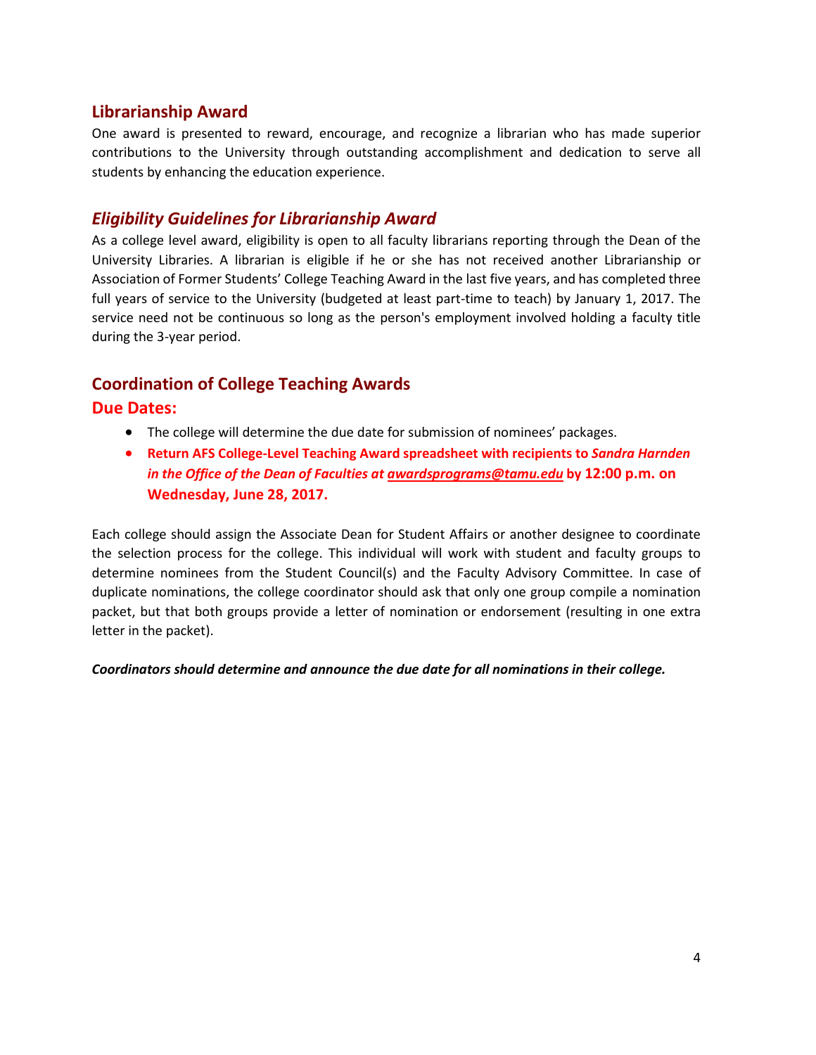## Librarianship Award

One award is presented to reward, encourage, and recognize a librarian who has made superior contributions to the University through outstanding accomplishment and dedication to serve all students by enhancing the education experience.

## *Eligibility Guidelines for Librarianship Award*

As a college level award, eligibility is open to all faculty librarians reporting through the Dean of the University Libraries. A librarian is eligible if he or she has not received another Librarianship or Association of Former Students' College Teaching Award in the last five years, and has completed three full years of service to the University (budgeted at least part-time to teach) by January 1, 2017. The service need not be continuous so long as the person's employment involved holding a faculty title during the 3-year period.

## Coordination of College Teaching Awards

### Due Dates:

- The college will determine the due date for submission of nominees' packages.
- **Return AFS College-Level Teaching Award spreadsheet with recipients to *Sandra Harnden in the Office of the Dean of Faculties at [awardsprograms@tamu.edu](mailto:awardsprograms@tamu.edu)* by 12:00 p.m. on Wednesday, June 28, 2017.**

Each college should assign the Associate Dean for Student Affairs or another designee to coordinate the selection process for the college. This individual will work with student and faculty groups to determine nominees from the Student Council(s) and the Faculty Advisory Committee. In case of duplicate nominations, the college coordinator should ask that only one group compile a nomination packet, but that both groups provide a letter of nomination or endorsement (resulting in one extra letter in the packet).

***Coordinators should determine and announce the due date for all nominations in their college.***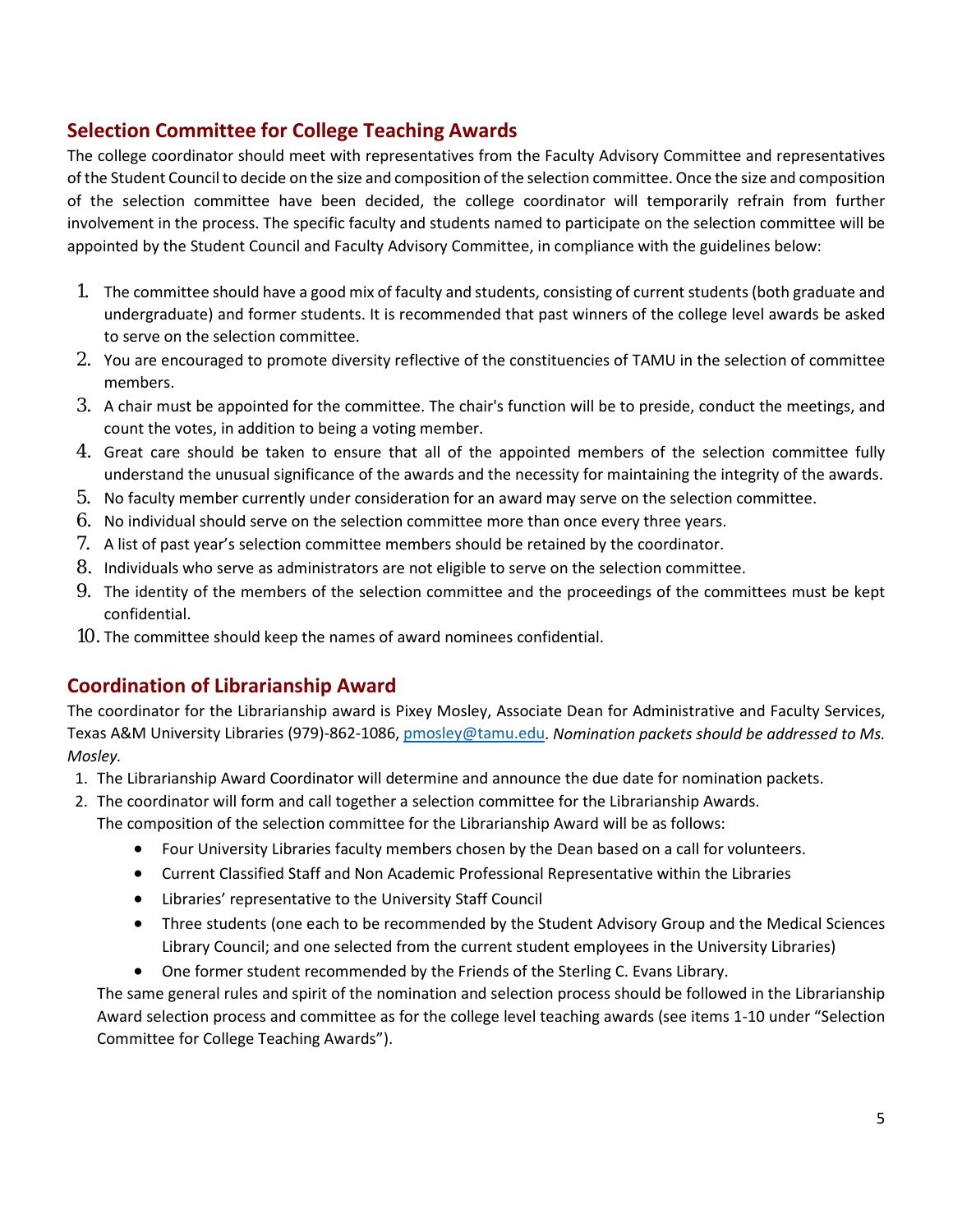## Selection Committee for College Teaching Awards

The college coordinator should meet with representatives from the Faculty Advisory Committee and representatives of the Student Council to decide on the size and composition of the selection committee. Once the size and composition of the selection committee have been decided, the college coordinator will temporarily refrain from further involvement in the process. The specific faculty and students named to participate on the selection committee will be appointed by the Student Council and Faculty Advisory Committee, in compliance with the guidelines below:

1. The committee should have a good mix of faculty and students, consisting of current students (both graduate and undergraduate) and former students. It is recommended that past winners of the college level awards be asked to serve on the selection committee.
2. You are encouraged to promote diversity reflective of the constituencies of TAMU in the selection of committee members.
3. A chair must be appointed for the committee. The chair's function will be to preside, conduct the meetings, and count the votes, in addition to being a voting member.
4. Great care should be taken to ensure that all of the appointed members of the selection committee fully understand the unusual significance of the awards and the necessity for maintaining the integrity of the awards.
5. No faculty member currently under consideration for an award may serve on the selection committee.
6. No individual should serve on the selection committee more than once every three years.
7. A list of past year's selection committee members should be retained by the coordinator.
8. Individuals who serve as administrators are not eligible to serve on the selection committee.
9. The identity of the members of the selection committee and the proceedings of the committees must be kept confidential.
10. The committee should keep the names of award nominees confidential.

## Coordination of Librarianship Award

The coordinator for the Librarianship award is Pixey Mosley, Associate Dean for Administrative and Faculty Services, Texas A&M University Libraries (979)-862-1086, pmosley@tamu.edu. *Nomination packets should be addressed to Ms. Mosley.*

1. The Librarianship Award Coordinator will determine and announce the due date for nomination packets.
2. The coordinator will form and call together a selection committee for the Librarianship Awards.
   The composition of the selection committee for the Librarianship Award will be as follows:
   - Four University Libraries faculty members chosen by the Dean based on a call for volunteers.
   - Current Classified Staff and Non Academic Professional Representative within the Libraries
   - Libraries' representative to the University Staff Council
   - Three students (one each to be recommended by the Student Advisory Group and the Medical Sciences Library Council; and one selected from the current student employees in the University Libraries)
   - One former student recommended by the Friends of the Sterling C. Evans Library.

   The same general rules and spirit of the nomination and selection process should be followed in the Librarianship Award selection process and committee as for the college level teaching awards (see items 1-10 under "Selection Committee for College Teaching Awards").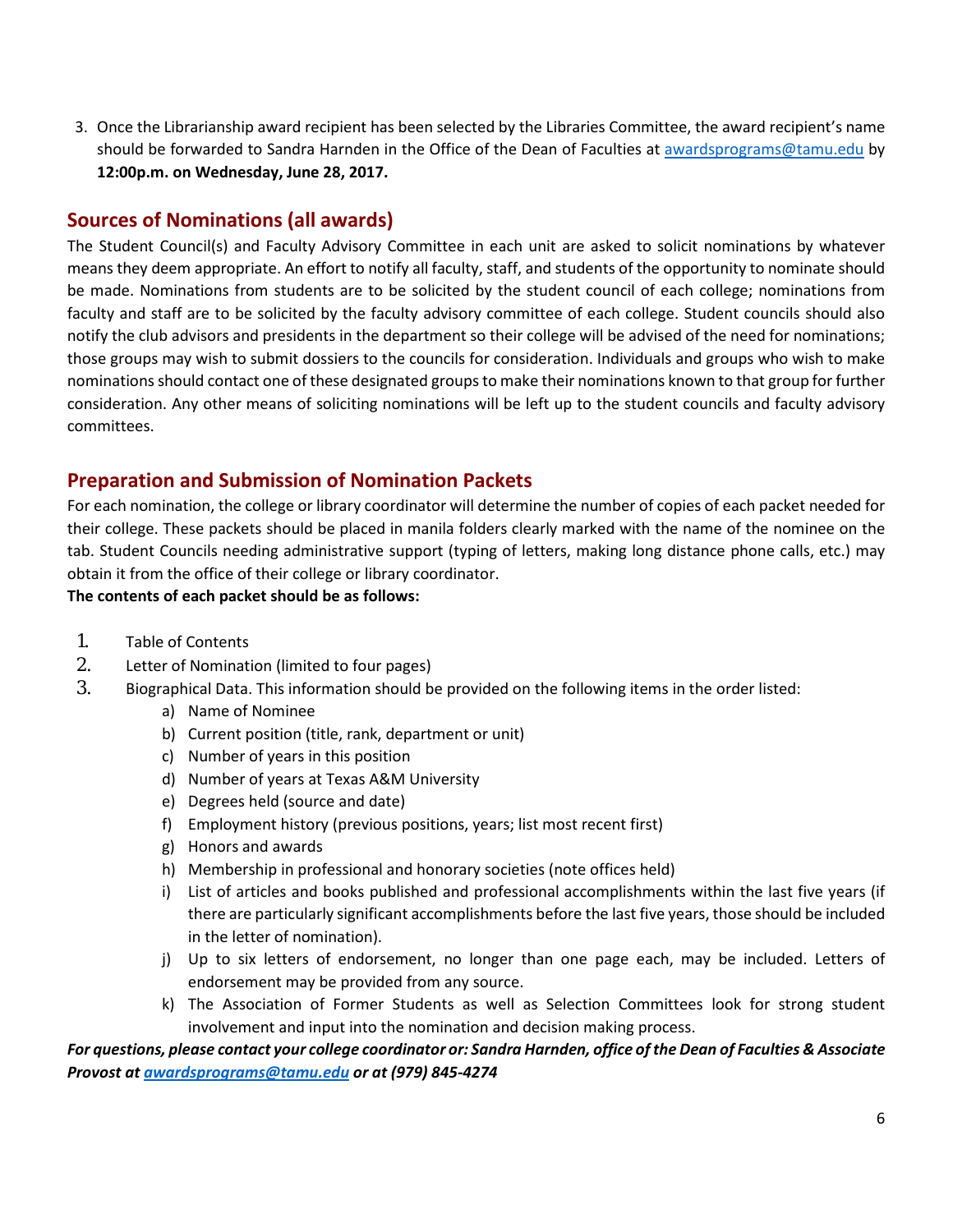3. Once the Librarianship award recipient has been selected by the Libraries Committee, the award recipient's name should be forwarded to Sandra Harnden in the Office of the Dean of Faculties at awardsprograms@tamu.edu by **12:00p.m. on Wednesday, June 28, 2017.**

## Sources of Nominations (all awards)

The Student Council(s) and Faculty Advisory Committee in each unit are asked to solicit nominations by whatever means they deem appropriate. An effort to notify all faculty, staff, and students of the opportunity to nominate should be made. Nominations from students are to be solicited by the student council of each college; nominations from faculty and staff are to be solicited by the faculty advisory committee of each college. Student councils should also notify the club advisors and presidents in the department so their college will be advised of the need for nominations; those groups may wish to submit dossiers to the councils for consideration. Individuals and groups who wish to make nominations should contact one of these designated groups to make their nominations known to that group for further consideration. Any other means of soliciting nominations will be left up to the student councils and faculty advisory committees.

## Preparation and Submission of Nomination Packets

For each nomination, the college or library coordinator will determine the number of copies of each packet needed for their college. These packets should be placed in manila folders clearly marked with the name of the nominee on the tab. Student Councils needing administrative support (typing of letters, making long distance phone calls, etc.) may obtain it from the office of their college or library coordinator.

**The contents of each packet should be as follows:**

1. Table of Contents
2. Letter of Nomination (limited to four pages)
3. Biographical Data. This information should be provided on the following items in the order listed:
   a) Name of Nominee
   b) Current position (title, rank, department or unit)
   c) Number of years in this position
   d) Number of years at Texas A&M University
   e) Degrees held (source and date)
   f) Employment history (previous positions, years; list most recent first)
   g) Honors and awards
   h) Membership in professional and honorary societies (note offices held)
   i) List of articles and books published and professional accomplishments within the last five years (if there are particularly significant accomplishments before the last five years, those should be included in the letter of nomination).
   j) Up to six letters of endorsement, no longer than one page each, may be included. Letters of endorsement may be provided from any source.
   k) The Association of Former Students as well as Selection Committees look for strong student involvement and input into the nomination and decision making process.

***For questions, please contact your college coordinator or: Sandra Harnden, office of the Dean of Faculties & Associate Provost at awardsprograms@tamu.edu or at (979) 845-4274***